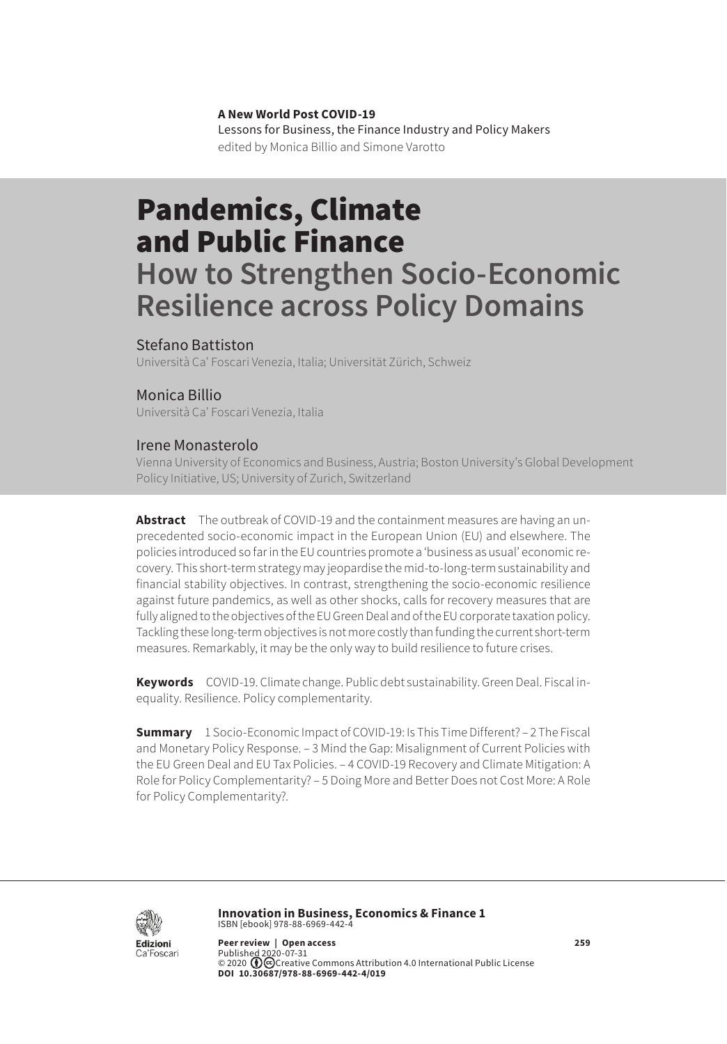**A New World Post COVID-19**
Lessons for Business, the Finance Industry and Policy Makers
edited by Monica Billio and Simone Varotto

# Pandemics, Climate and Public Finance

## How to Strengthen Socio-Economic Resilience across Policy Domains

Stefano Battiston
Università Ca' Foscari Venezia, Italia; Universität Zürich, Schweiz

Monica Billio
Università Ca' Foscari Venezia, Italia

Irene Monasterolo
Vienna University of Economics and Business, Austria; Boston University's Global Development Policy Initiative, US; University of Zurich, Switzerland

**Abstract** The outbreak of COVID-19 and the containment measures are having an unprecedented socio-economic impact in the European Union (EU) and elsewhere. The policies introduced so far in the EU countries promote a 'business as usual' economic recovery. This short-term strategy may jeopardise the mid-to-long-term sustainability and financial stability objectives. In contrast, strengthening the socio-economic resilience against future pandemics, as well as other shocks, calls for recovery measures that are fully aligned to the objectives of the EU Green Deal and of the EU corporate taxation policy. Tackling these long-term objectives is not more costly than funding the current short-term measures. Remarkably, it may be the only way to build resilience to future crises.

**Keywords** COVID-19. Climate change. Public debt sustainability. Green Deal. Fiscal inequality. Resilience. Policy complementarity.

**Summary** 1 Socio-Economic Impact of COVID-19: Is This Time Different? – 2 The Fiscal and Monetary Policy Response. – 3 Mind the Gap: Misalignment of Current Policies with the EU Green Deal and EU Tax Policies. – 4 COVID-19 Recovery and Climate Mitigation: A Role for Policy Complementarity? – 5 Doing More and Better Does not Cost More: A Role for Policy Complementarity?.

**Innovation in Business, Economics & Finance 1**
ISBN [ebook] 978-88-6969-442-4

**Peer review | Open access**
Published 2020-07-31
© 2020 Creative Commons Attribution 4.0 International Public License
**DOI 10.30687/978-88-6969-442-4/019**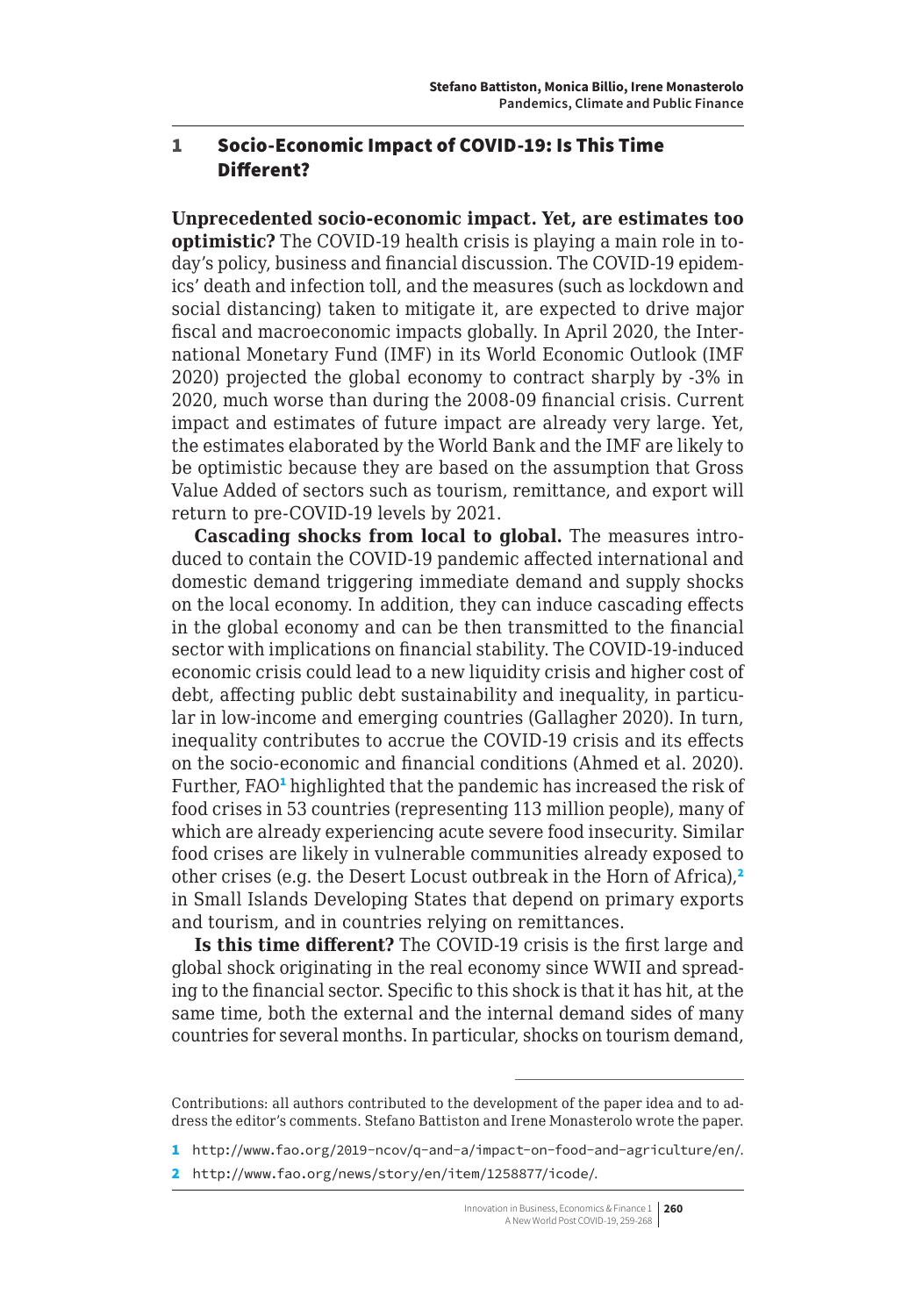## 1 Socio-Economic Impact of COVID-19: Is This Time Different?

**Unprecedented socio-economic impact. Yet, are estimates too optimistic?** The COVID-19 health crisis is playing a main role in today's policy, business and financial discussion. The COVID-19 epidemics' death and infection toll, and the measures (such as lockdown and social distancing) taken to mitigate it, are expected to drive major fiscal and macroeconomic impacts globally. In April 2020, the International Monetary Fund (IMF) in its World Economic Outlook (IMF 2020) projected the global economy to contract sharply by -3% in 2020, much worse than during the 2008-09 financial crisis. Current impact and estimates of future impact are already very large. Yet, the estimates elaborated by the World Bank and the IMF are likely to be optimistic because they are based on the assumption that Gross Value Added of sectors such as tourism, remittance, and export will return to pre-COVID-19 levels by 2021.

**Cascading shocks from local to global.** The measures introduced to contain the COVID-19 pandemic affected international and domestic demand triggering immediate demand and supply shocks on the local economy. In addition, they can induce cascading effects in the global economy and can be then transmitted to the financial sector with implications on financial stability. The COVID-19-induced economic crisis could lead to a new liquidity crisis and higher cost of debt, affecting public debt sustainability and inequality, in particular in low-income and emerging countries (Gallagher 2020). In turn, inequality contributes to accrue the COVID-19 crisis and its effects on the socio-economic and financial conditions (Ahmed et al. 2020). Further, FAO[1] highlighted that the pandemic has increased the risk of food crises in 53 countries (representing 113 million people), many of which are already experiencing acute severe food insecurity. Similar food crises are likely in vulnerable communities already exposed to other crises (e.g. the Desert Locust outbreak in the Horn of Africa),[2] in Small Islands Developing States that depend on primary exports and tourism, and in countries relying on remittances.

**Is this time different?** The COVID-19 crisis is the first large and global shock originating in the real economy since WWII and spreading to the financial sector. Specific to this shock is that it has hit, at the same time, both the external and the internal demand sides of many countries for several months. In particular, shocks on tourism demand,

---

Contributions: all authors contributed to the development of the paper idea and to address the editor's comments. Stefano Battiston and Irene Monasterolo wrote the paper.

1 http://www.fao.org/2019-ncov/q-and-a/impact-on-food-and-agriculture/en/.

2 http://www.fao.org/news/story/en/item/1258877/icode/.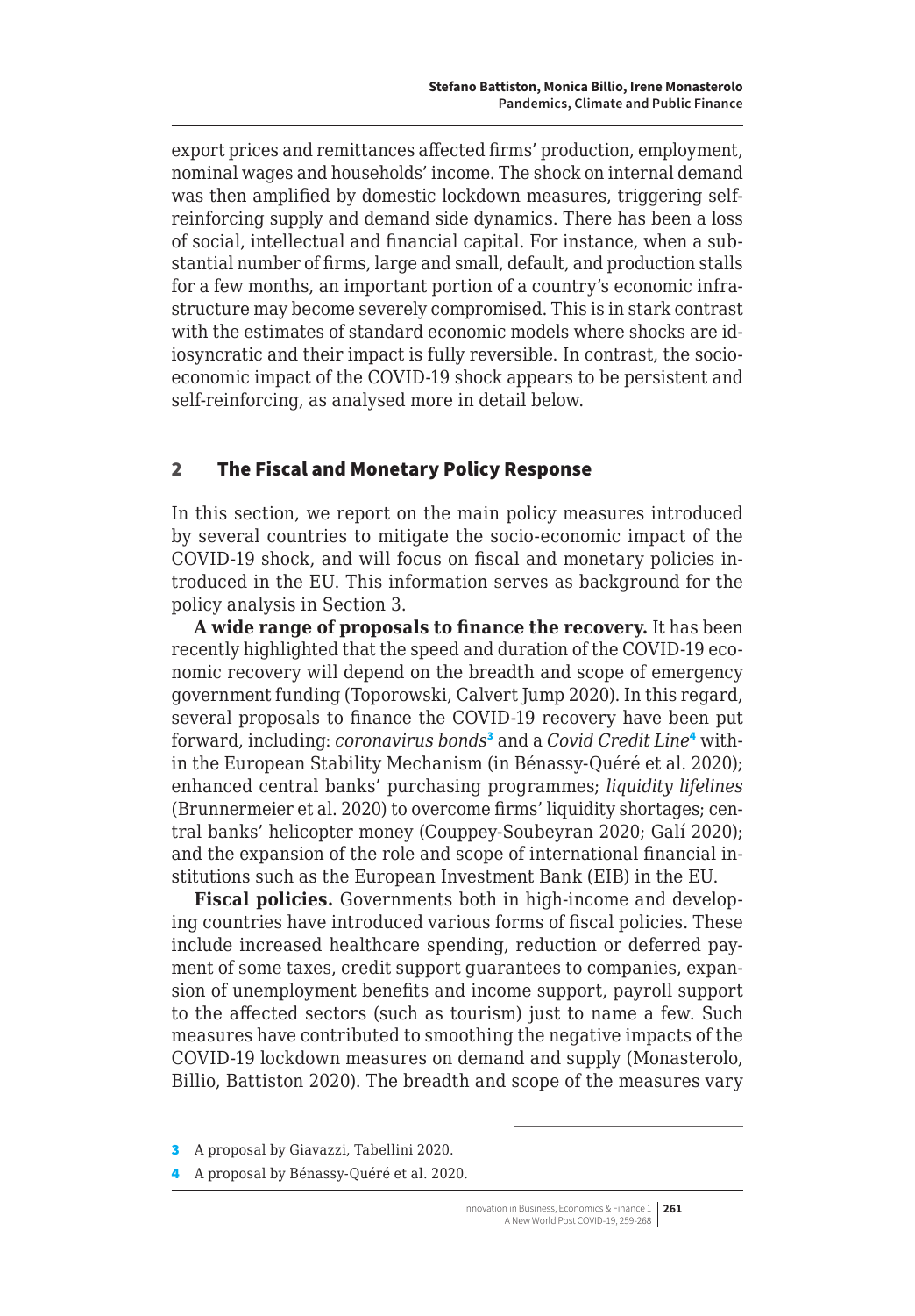export prices and remittances affected firms' production, employment, nominal wages and households' income. The shock on internal demand was then amplified by domestic lockdown measures, triggering self-reinforcing supply and demand side dynamics. There has been a loss of social, intellectual and financial capital. For instance, when a substantial number of firms, large and small, default, and production stalls for a few months, an important portion of a country's economic infrastructure may become severely compromised. This is in stark contrast with the estimates of standard economic models where shocks are idiosyncratic and their impact is fully reversible. In contrast, the socio-economic impact of the COVID-19 shock appears to be persistent and self-reinforcing, as analysed more in detail below.

## 2 The Fiscal and Monetary Policy Response

In this section, we report on the main policy measures introduced by several countries to mitigate the socio-economic impact of the COVID-19 shock, and will focus on fiscal and monetary policies introduced in the EU. This information serves as background for the policy analysis in Section 3.

**A wide range of proposals to finance the recovery.** It has been recently highlighted that the speed and duration of the COVID-19 economic recovery will depend on the breadth and scope of emergency government funding (Toporowski, Calvert Jump 2020). In this regard, several proposals to finance the COVID-19 recovery have been put forward, including: *coronavirus bonds*[3] and a *Covid Credit Line*[4] within the European Stability Mechanism (in Bénassy-Quéré et al. 2020); enhanced central banks' purchasing programmes; *liquidity lifelines* (Brunnermeier et al. 2020) to overcome firms' liquidity shortages; central banks' helicopter money (Couppey-Soubeyran 2020; Galí 2020); and the expansion of the role and scope of international financial institutions such as the European Investment Bank (EIB) in the EU.

**Fiscal policies.** Governments both in high-income and developing countries have introduced various forms of fiscal policies. These include increased healthcare spending, reduction or deferred payment of some taxes, credit support guarantees to companies, expansion of unemployment benefits and income support, payroll support to the affected sectors (such as tourism) just to name a few. Such measures have contributed to smoothing the negative impacts of the COVID-19 lockdown measures on demand and supply (Monasterolo, Billio, Battiston 2020). The breadth and scope of the measures vary

---

[3] A proposal by Giavazzi, Tabellini 2020.

[4] A proposal by Bénassy-Quéré et al. 2020.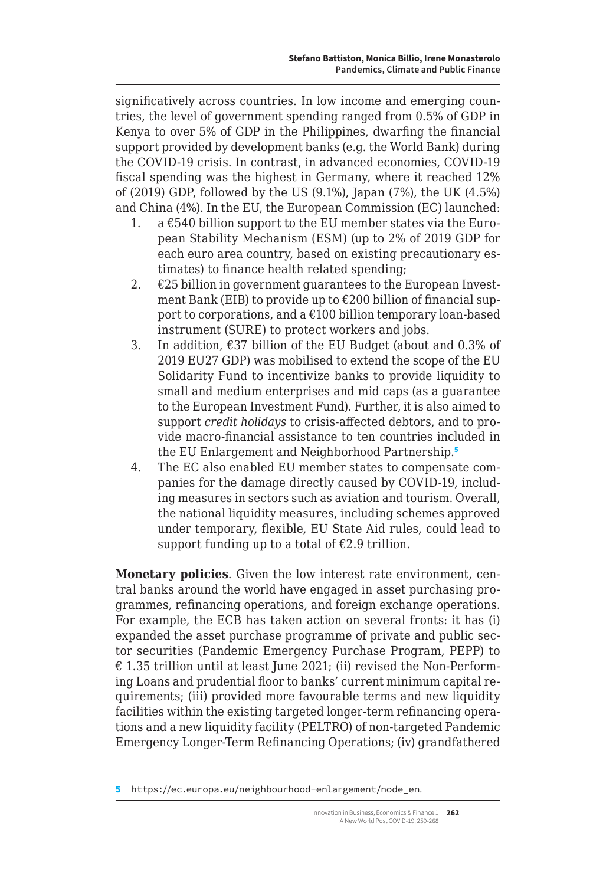significatively across countries. In low income and emerging countries, the level of government spending ranged from 0.5% of GDP in Kenya to over 5% of GDP in the Philippines, dwarfing the financial support provided by development banks (e.g. the World Bank) during the COVID-19 crisis. In contrast, in advanced economies, COVID-19 fiscal spending was the highest in Germany, where it reached 12% of (2019) GDP, followed by the US (9.1%), Japan (7%), the UK (4.5%) and China (4%). In the EU, the European Commission (EC) launched:

1. a €540 billion support to the EU member states via the European Stability Mechanism (ESM) (up to 2% of 2019 GDP for each euro area country, based on existing precautionary estimates) to finance health related spending;
2. €25 billion in government guarantees to the European Investment Bank (EIB) to provide up to €200 billion of financial support to corporations, and a €100 billion temporary loan-based instrument (SURE) to protect workers and jobs.
3. In addition, €37 billion of the EU Budget (about and 0.3% of 2019 EU27 GDP) was mobilised to extend the scope of the EU Solidarity Fund to incentivize banks to provide liquidity to small and medium enterprises and mid caps (as a guarantee to the European Investment Fund). Further, it is also aimed to support *credit holidays* to crisis-affected debtors, and to provide macro-financial assistance to ten countries included in the EU Enlargement and Neighborhood Partnership.[5]
4. The EC also enabled EU member states to compensate companies for the damage directly caused by COVID-19, including measures in sectors such as aviation and tourism. Overall, the national liquidity measures, including schemes approved under temporary, flexible, EU State Aid rules, could lead to support funding up to a total of €2.9 trillion.

**Monetary policies**. Given the low interest rate environment, central banks around the world have engaged in asset purchasing programmes, refinancing operations, and foreign exchange operations. For example, the ECB has taken action on several fronts: it has (i) expanded the asset purchase programme of private and public sector securities (Pandemic Emergency Purchase Program, PEPP) to € 1.35 trillion until at least June 2021; (ii) revised the Non-Performing Loans and prudential floor to banks' current minimum capital requirements; (iii) provided more favourable terms and new liquidity facilities within the existing targeted longer-term refinancing operations and a new liquidity facility (PELTRO) of non-targeted Pandemic Emergency Longer-Term Refinancing Operations; (iv) grandfathered

---

[5] https://ec.europa.eu/neighbourhood-enlargement/node_en.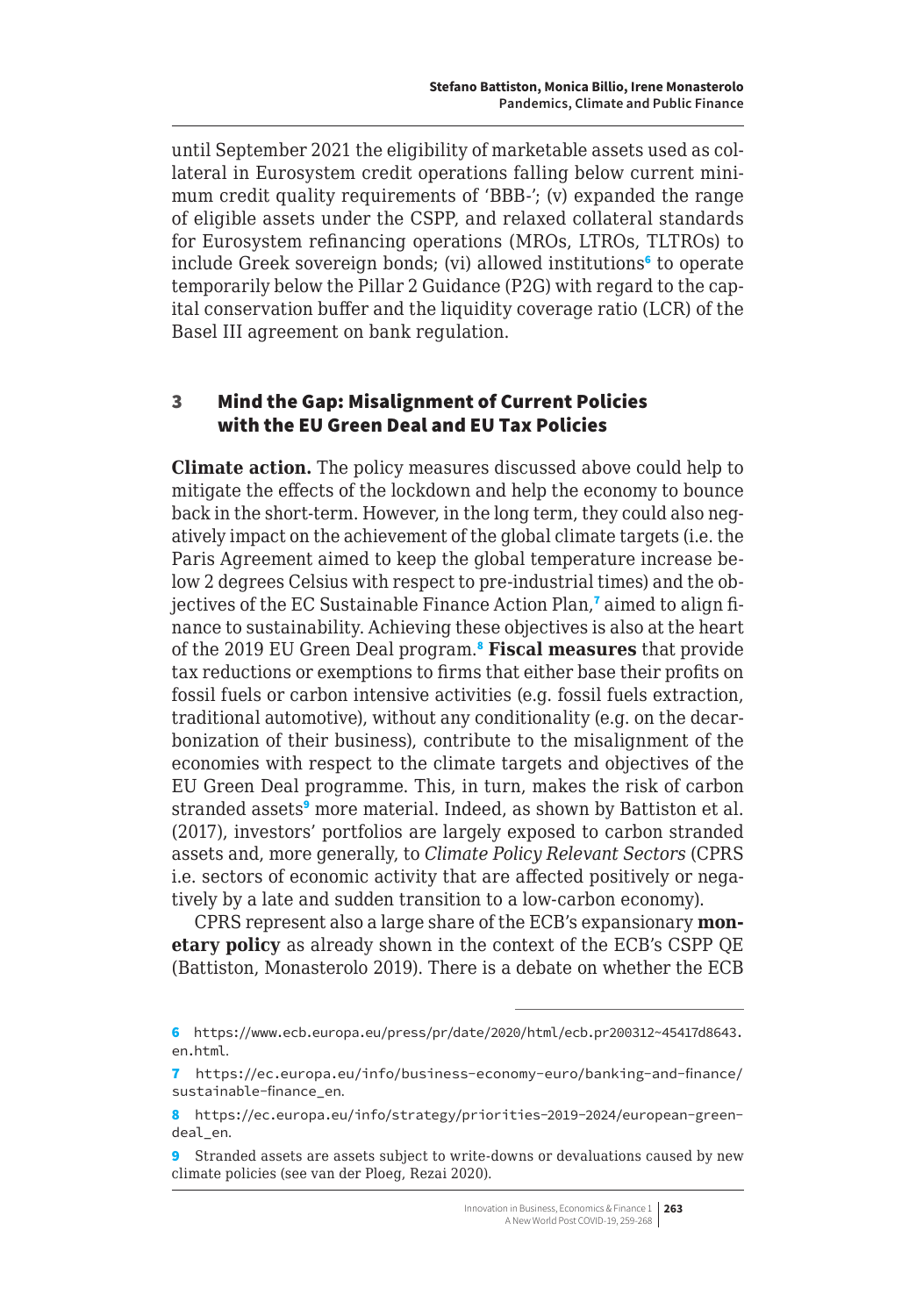until September 2021 the eligibility of marketable assets used as collateral in Eurosystem credit operations falling below current minimum credit quality requirements of 'BBB-'; (v) expanded the range of eligible assets under the CSPP, and relaxed collateral standards for Eurosystem refinancing operations (MROs, LTROs, TLTROs) to include Greek sovereign bonds; (vi) allowed institutions[6] to operate temporarily below the Pillar 2 Guidance (P2G) with regard to the capital conservation buffer and the liquidity coverage ratio (LCR) of the Basel III agreement on bank regulation.

## 3 Mind the Gap: Misalignment of Current Policies with the EU Green Deal and EU Tax Policies

**Climate action.** The policy measures discussed above could help to mitigate the effects of the lockdown and help the economy to bounce back in the short-term. However, in the long term, they could also negatively impact on the achievement of the global climate targets (i.e. the Paris Agreement aimed to keep the global temperature increase below 2 degrees Celsius with respect to pre-industrial times) and the objectives of the EC Sustainable Finance Action Plan,[7] aimed to align finance to sustainability. Achieving these objectives is also at the heart of the 2019 EU Green Deal program.[8] **Fiscal measures** that provide tax reductions or exemptions to firms that either base their profits on fossil fuels or carbon intensive activities (e.g. fossil fuels extraction, traditional automotive), without any conditionality (e.g. on the decarbonization of their business), contribute to the misalignment of the economies with respect to the climate targets and objectives of the EU Green Deal programme. This, in turn, makes the risk of carbon stranded assets[9] more material. Indeed, as shown by Battiston et al. (2017), investors' portfolios are largely exposed to carbon stranded assets and, more generally, to *Climate Policy Relevant Sectors* (CPRS i.e. sectors of economic activity that are affected positively or negatively by a late and sudden transition to a low-carbon economy).

CPRS represent also a large share of the ECB's expansionary **monetary policy** as already shown in the context of the ECB's CSPP QE (Battiston, Monasterolo 2019). There is a debate on whether the ECB

---

6 https://www.ecb.europa.eu/press/pr/date/2020/html/ecb.pr200312~45417d8643.en.html.

7 https://ec.europa.eu/info/business-economy-euro/banking-and-finance/sustainable-finance_en.

8 https://ec.europa.eu/info/strategy/priorities-2019-2024/european-green-deal_en.

9 Stranded assets are assets subject to write-downs or devaluations caused by new climate policies (see van der Ploeg, Rezai 2020).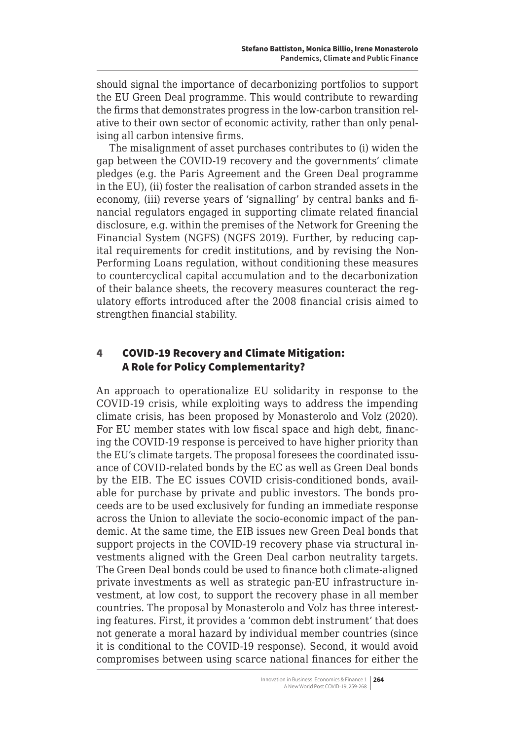should signal the importance of decarbonizing portfolios to support the EU Green Deal programme. This would contribute to rewarding the firms that demonstrates progress in the low-carbon transition relative to their own sector of economic activity, rather than only penalising all carbon intensive firms.

The misalignment of asset purchases contributes to (i) widen the gap between the COVID-19 recovery and the governments' climate pledges (e.g. the Paris Agreement and the Green Deal programme in the EU), (ii) foster the realisation of carbon stranded assets in the economy, (iii) reverse years of 'signalling' by central banks and financial regulators engaged in supporting climate related financial disclosure, e.g. within the premises of the Network for Greening the Financial System (NGFS) (NGFS 2019). Further, by reducing capital requirements for credit institutions, and by revising the Non-Performing Loans regulation, without conditioning these measures to countercyclical capital accumulation and to the decarbonization of their balance sheets, the recovery measures counteract the regulatory efforts introduced after the 2008 financial crisis aimed to strengthen financial stability.

## 4 COVID-19 Recovery and Climate Mitigation: A Role for Policy Complementarity?

An approach to operationalize EU solidarity in response to the COVID-19 crisis, while exploiting ways to address the impending climate crisis, has been proposed by Monasterolo and Volz (2020). For EU member states with low fiscal space and high debt, financing the COVID-19 response is perceived to have higher priority than the EU's climate targets. The proposal foresees the coordinated issuance of COVID-related bonds by the EC as well as Green Deal bonds by the EIB. The EC issues COVID crisis-conditioned bonds, available for purchase by private and public investors. The bonds proceeds are to be used exclusively for funding an immediate response across the Union to alleviate the socio-economic impact of the pandemic. At the same time, the EIB issues new Green Deal bonds that support projects in the COVID-19 recovery phase via structural investments aligned with the Green Deal carbon neutrality targets. The Green Deal bonds could be used to finance both climate-aligned private investments as well as strategic pan-EU infrastructure investment, at low cost, to support the recovery phase in all member countries. The proposal by Monasterolo and Volz has three interesting features. First, it provides a 'common debt instrument' that does not generate a moral hazard by individual member countries (since it is conditional to the COVID-19 response). Second, it would avoid compromises between using scarce national finances for either the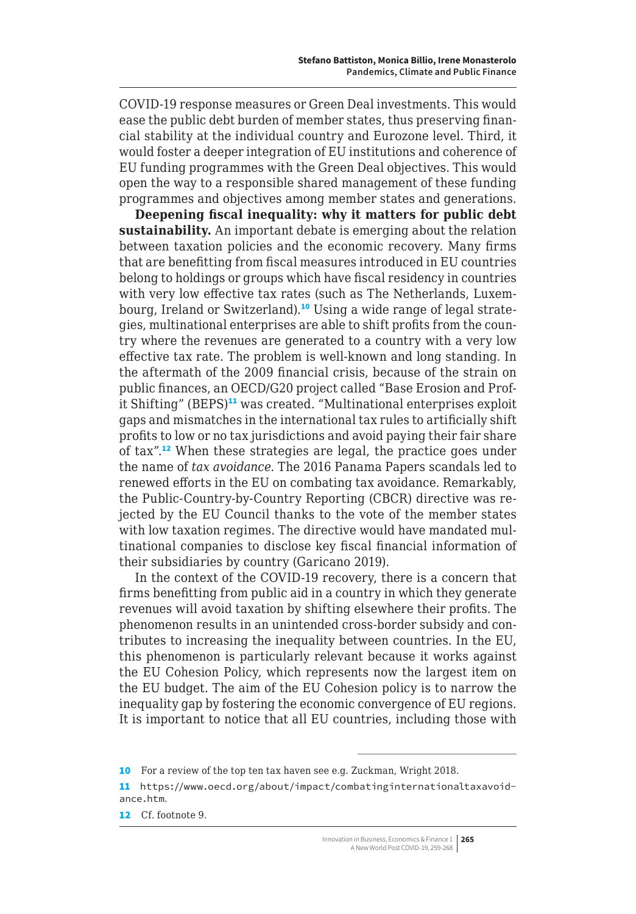COVID-19 response measures or Green Deal investments. This would ease the public debt burden of member states, thus preserving financial stability at the individual country and Eurozone level. Third, it would foster a deeper integration of EU institutions and coherence of EU funding programmes with the Green Deal objectives. This would open the way to a responsible shared management of these funding programmes and objectives among member states and generations.

**Deepening fiscal inequality: why it matters for public debt sustainability.** An important debate is emerging about the relation between taxation policies and the economic recovery. Many firms that are benefitting from fiscal measures introduced in EU countries belong to holdings or groups which have fiscal residency in countries with very low effective tax rates (such as The Netherlands, Luxembourg, Ireland or Switzerland).[10] Using a wide range of legal strategies, multinational enterprises are able to shift profits from the country where the revenues are generated to a country with a very low effective tax rate. The problem is well-known and long standing. In the aftermath of the 2009 financial crisis, because of the strain on public finances, an OECD/G20 project called "Base Erosion and Profit Shifting" (BEPS)[11] was created. "Multinational enterprises exploit gaps and mismatches in the international tax rules to artificially shift profits to low or no tax jurisdictions and avoid paying their fair share of tax".[12] When these strategies are legal, the practice goes under the name of *tax avoidance*. The 2016 Panama Papers scandals led to renewed efforts in the EU on combating tax avoidance. Remarkably, the Public-Country-by-Country Reporting (CBCR) directive was rejected by the EU Council thanks to the vote of the member states with low taxation regimes. The directive would have mandated multinational companies to disclose key fiscal financial information of their subsidiaries by country (Garicano 2019).

In the context of the COVID-19 recovery, there is a concern that firms benefitting from public aid in a country in which they generate revenues will avoid taxation by shifting elsewhere their profits. The phenomenon results in an unintended cross-border subsidy and contributes to increasing the inequality between countries. In the EU, this phenomenon is particularly relevant because it works against the EU Cohesion Policy, which represents now the largest item on the EU budget. The aim of the EU Cohesion policy is to narrow the inequality gap by fostering the economic convergence of EU regions. It is important to notice that all EU countries, including those with

---

10 For a review of the top ten tax haven see e.g. Zuckman, Wright 2018.

11 https://www.oecd.org/about/impact/combatinginternationaltaxavoidance.htm.

12 Cf. footnote 9.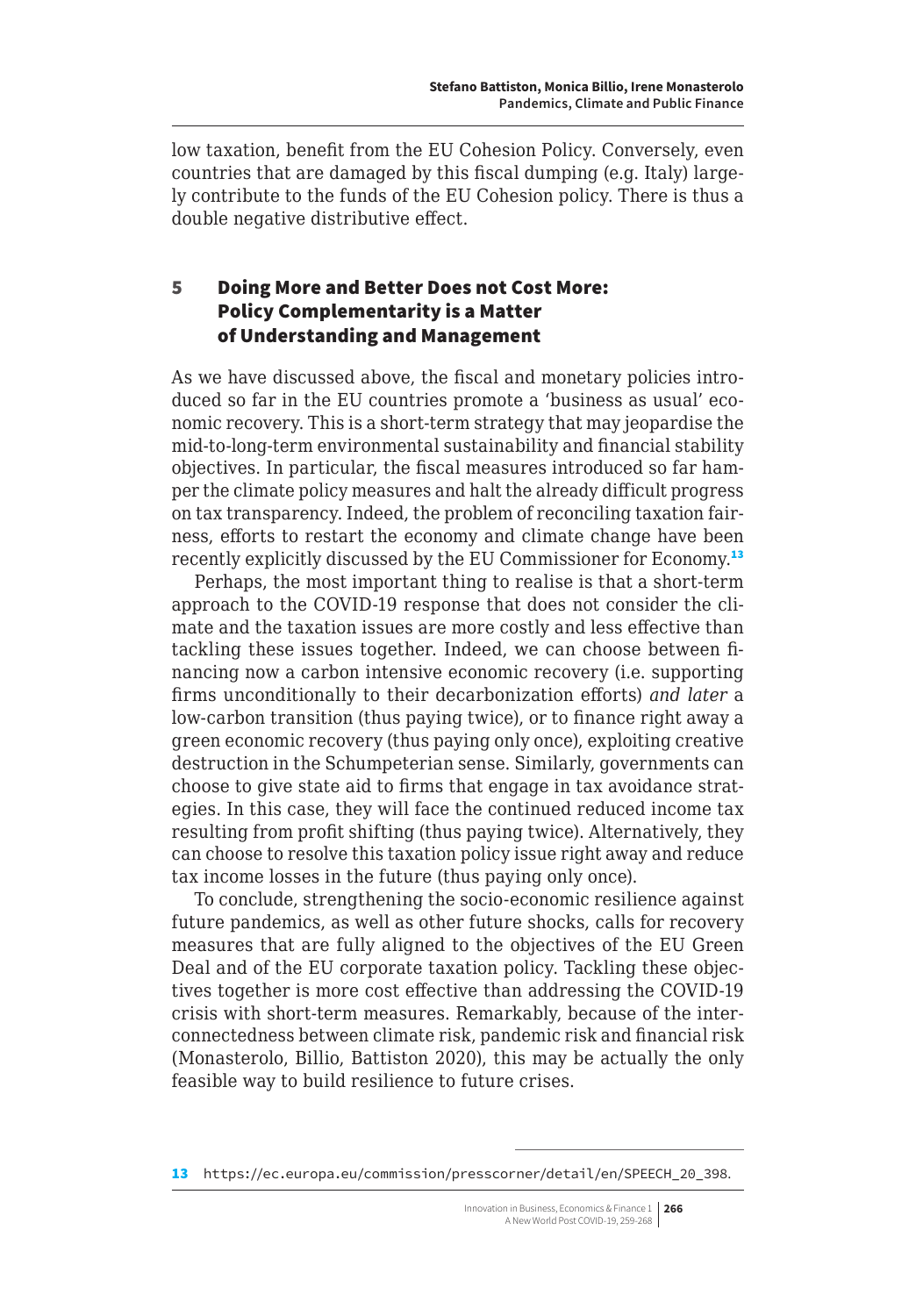low taxation, benefit from the EU Cohesion Policy. Conversely, even countries that are damaged by this fiscal dumping (e.g. Italy) largely contribute to the funds of the EU Cohesion policy. There is thus a double negative distributive effect.

## 5 Doing More and Better Does not Cost More: Policy Complementarity is a Matter of Understanding and Management

As we have discussed above, the fiscal and monetary policies introduced so far in the EU countries promote a 'business as usual' economic recovery. This is a short-term strategy that may jeopardise the mid-to-long-term environmental sustainability and financial stability objectives. In particular, the fiscal measures introduced so far hamper the climate policy measures and halt the already difficult progress on tax transparency. Indeed, the problem of reconciling taxation fairness, efforts to restart the economy and climate change have been recently explicitly discussed by the EU Commissioner for Economy.[13]

Perhaps, the most important thing to realise is that a short-term approach to the COVID-19 response that does not consider the climate and the taxation issues are more costly and less effective than tackling these issues together. Indeed, we can choose between financing now a carbon intensive economic recovery (i.e. supporting firms unconditionally to their decarbonization efforts) *and later* a low-carbon transition (thus paying twice), or to finance right away a green economic recovery (thus paying only once), exploiting creative destruction in the Schumpeterian sense. Similarly, governments can choose to give state aid to firms that engage in tax avoidance strategies. In this case, they will face the continued reduced income tax resulting from profit shifting (thus paying twice). Alternatively, they can choose to resolve this taxation policy issue right away and reduce tax income losses in the future (thus paying only once).

To conclude, strengthening the socio-economic resilience against future pandemics, as well as other future shocks, calls for recovery measures that are fully aligned to the objectives of the EU Green Deal and of the EU corporate taxation policy. Tackling these objectives together is more cost effective than addressing the COVID-19 crisis with short-term measures. Remarkably, because of the interconnectedness between climate risk, pandemic risk and financial risk (Monasterolo, Billio, Battiston 2020), this may be actually the only feasible way to build resilience to future crises.

---

13 https://ec.europa.eu/commission/presscorner/detail/en/SPEECH_20_398.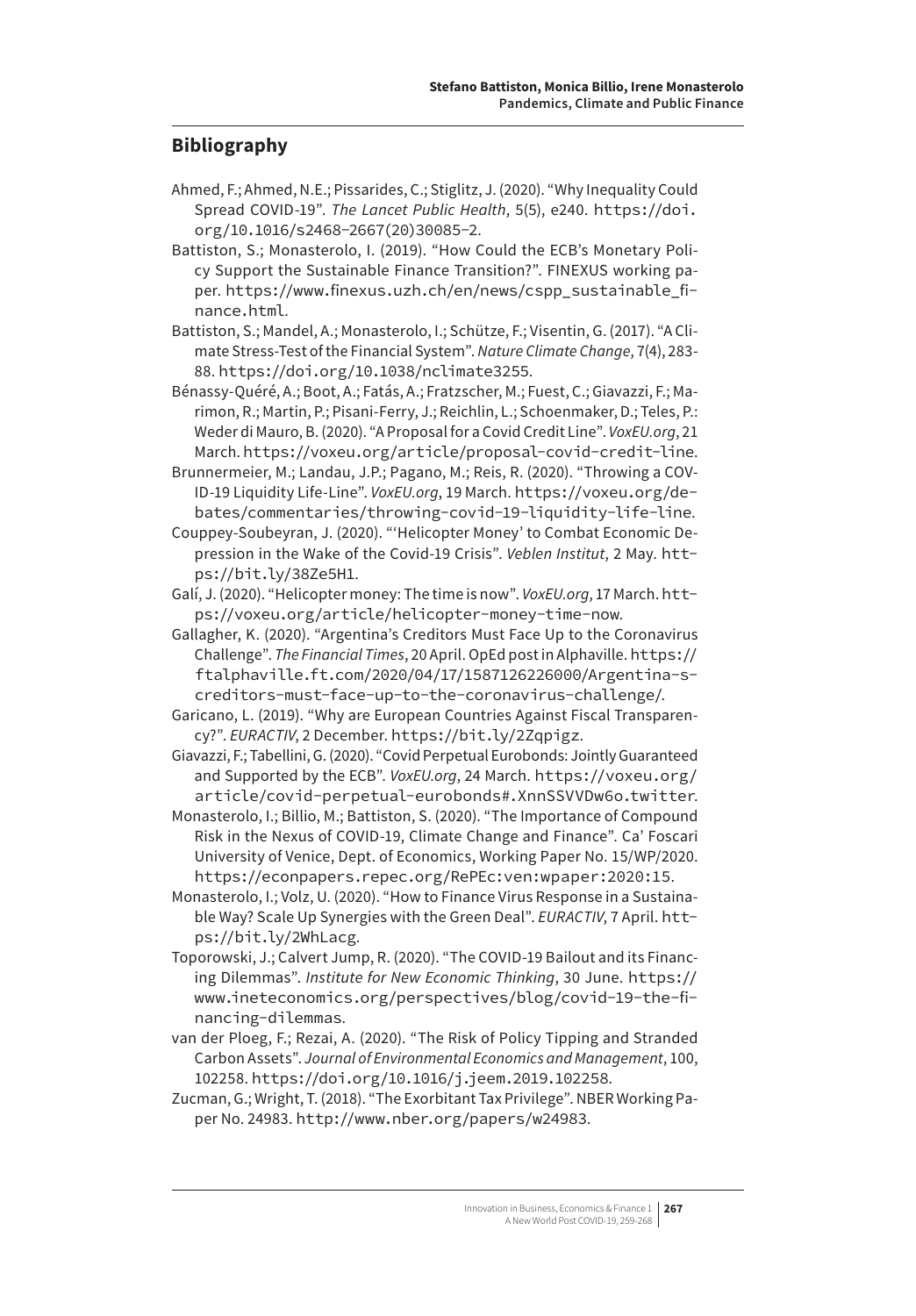## Bibliography

Ahmed, F.; Ahmed, N.E.; Pissarides, C.; Stiglitz, J. (2020). "Why Inequality Could Spread COVID-19". *The Lancet Public Health*, 5(5), e240. https://doi.org/10.1016/s2468-2667(20)30085-2.

Battiston, S.; Monasterolo, I. (2019). "How Could the ECB's Monetary Policy Support the Sustainable Finance Transition?". FINEXUS working paper. https://www.finexus.uzh.ch/en/news/cspp_sustainable_finance.html.

Battiston, S.; Mandel, A.; Monasterolo, I.; Schütze, F.; Visentin, G. (2017). "A Climate Stress-Test of the Financial System". *Nature Climate Change*, 7(4), 283-88. https://doi.org/10.1038/nclimate3255.

Bénassy-Quéré, A.; Boot, A.; Fatás, A.; Fratzscher, M.; Fuest, C.; Giavazzi, F.; Marimon, R.; Martin, P.; Pisani-Ferry, J.; Reichlin, L.; Schoenmaker, D.; Teles, P.: Weder di Mauro, B. (2020). "A Proposal for a Covid Credit Line". *VoxEU.org*, 21 March. https://voxeu.org/article/proposal-covid-credit-line.

Brunnermeier, M.; Landau, J.P.; Pagano, M.; Reis, R. (2020). "Throwing a COVID-19 Liquidity Life-Line". *VoxEU.org*, 19 March. https://voxeu.org/debates/commentaries/throwing-covid-19-liquidity-life-line.

Couppey-Soubeyran, J. (2020). "'Helicopter Money' to Combat Economic Depression in the Wake of the Covid-19 Crisis". *Veblen Institut*, 2 May. https://bit.ly/38Ze5H1.

Galí, J. (2020). "Helicopter money: The time is now". *VoxEU.org*, 17 March. https://voxeu.org/article/helicopter-money-time-now.

Gallagher, K. (2020). "Argentina's Creditors Must Face Up to the Coronavirus Challenge". *The Financial Times*, 20 April. OpEd post in Alphaville. https://ftalphaville.ft.com/2020/04/17/1587126226000/Argentina-s-creditors-must-face-up-to-the-coronavirus-challenge/.

Garicano, L. (2019). "Why are European Countries Against Fiscal Transparency?". *EURACTIV*, 2 December. https://bit.ly/2Zqpigz.

Giavazzi, F.; Tabellini, G. (2020). "Covid Perpetual Eurobonds: Jointly Guaranteed and Supported by the ECB". *VoxEU.org*, 24 March. https://voxeu.org/article/covid-perpetual-eurobonds#.XnnSSVVDw6o.twitter.

Monasterolo, I.; Billio, M.; Battiston, S. (2020). "The Importance of Compound Risk in the Nexus of COVID-19, Climate Change and Finance". Ca' Foscari University of Venice, Dept. of Economics, Working Paper No. 15/WP/2020. https://econpapers.repec.org/RePEc:ven:wpaper:2020:15.

Monasterolo, I.; Volz, U. (2020). "How to Finance Virus Response in a Sustainable Way? Scale Up Synergies with the Green Deal". *EURACTIV*, 7 April. https://bit.ly/2WhLacg.

Toporowski, J.; Calvert Jump, R. (2020). "The COVID-19 Bailout and its Financing Dilemmas". *Institute for New Economic Thinking*, 30 June. https://www.ineteconomics.org/perspectives/blog/covid-19-the-financing-dilemmas.

van der Ploeg, F.; Rezai, A. (2020). "The Risk of Policy Tipping and Stranded Carbon Assets". *Journal of Environmental Economics and Management*, 100, 102258. https://doi.org/10.1016/j.jeem.2019.102258.

Zucman, G.; Wright, T. (2018). "The Exorbitant Tax Privilege". NBER Working Paper No. 24983. http://www.nber.org/papers/w24983.